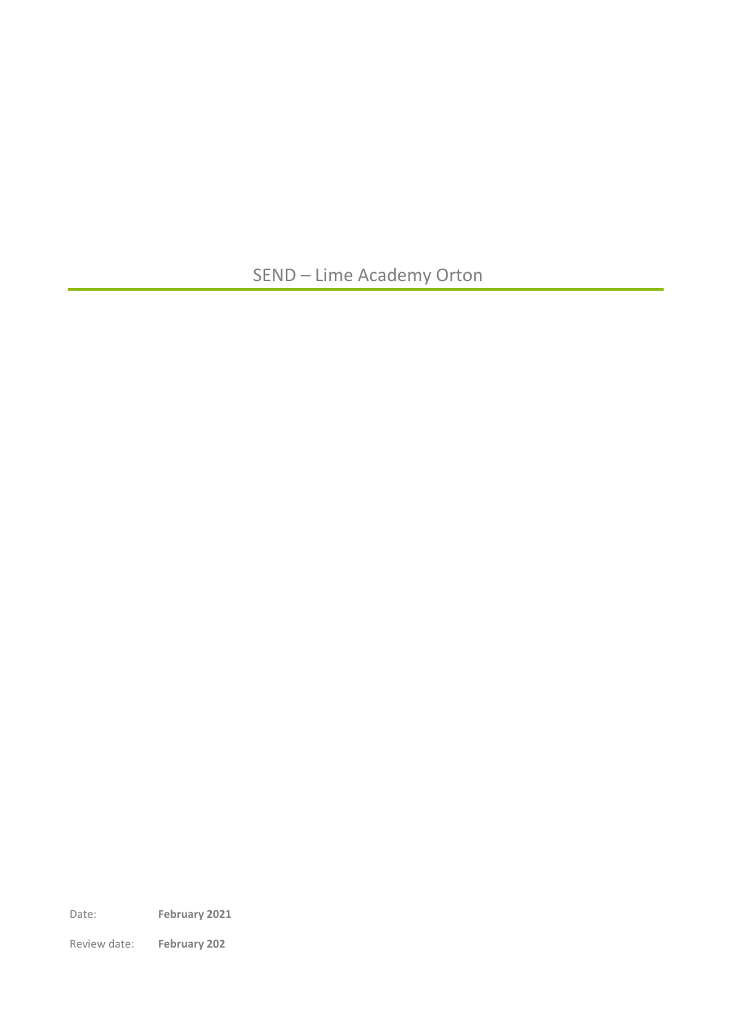# SEND – Lime Academy Orton

Date: **February 2021**

Review date: **February 202**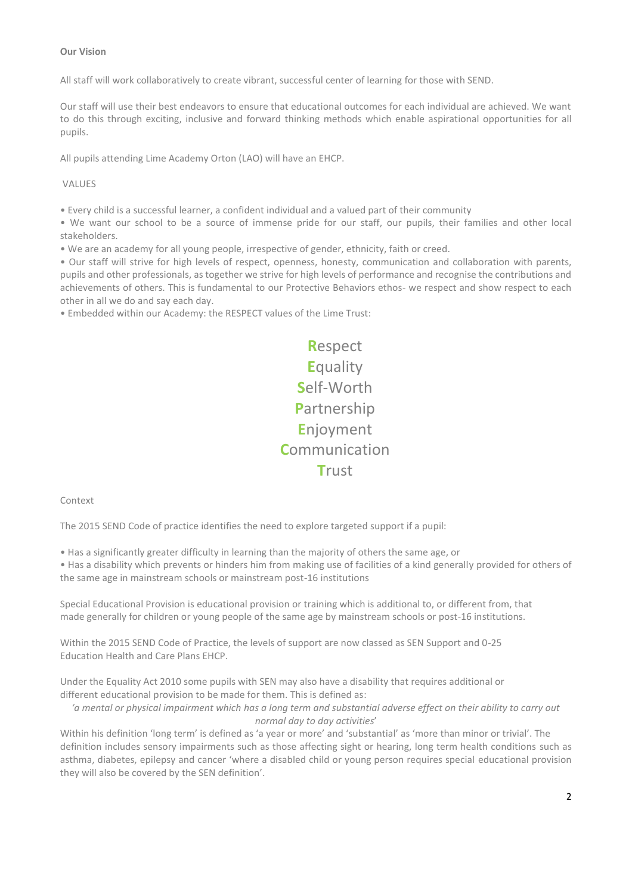**Our Vision**

All staff will work collaboratively to create vibrant, successful center of learning for those with SEND.

Our staff will use their best endeavors to ensure that educational outcomes for each individual are achieved. We want to do this through exciting, inclusive and forward thinking methods which enable aspirational opportunities for all pupils.

All pupils attending Lime Academy Orton (LAO) will have an EHCP.

VALUES

- Every child is a successful learner, a confident individual and a valued part of their community
- We want our school to be a source of immense pride for our staff, our pupils, their families and other local stakeholders.
- We are an academy for all young people, irrespective of gender, ethnicity, faith or creed.
- Our staff will strive for high levels of respect, openness, honesty, communication and collaboration with parents, pupils and other professionals, as together we strive for high levels of performance and recognise the contributions and achievements of others. This is fundamental to our Protective Behaviors ethos- we respect and show respect to each other in all we do and say each day.
- Embedded within our Academy: the RESPECT values of the Lime Trust:

**R**espect
**E**quality
**S**elf-Worth
**P**artnership
**E**njoyment
**C**ommunication
**T**rust

Context

The 2015 SEND Code of practice identifies the need to explore targeted support if a pupil:

- Has a significantly greater difficulty in learning than the majority of others the same age, or
- Has a disability which prevents or hinders him from making use of facilities of a kind generally provided for others of the same age in mainstream schools or mainstream post-16 institutions

Special Educational Provision is educational provision or training which is additional to, or different from, that made generally for children or young people of the same age by mainstream schools or post-16 institutions.

Within the 2015 SEND Code of Practice, the levels of support are now classed as SEN Support and 0-25 Education Health and Care Plans EHCP.

Under the Equality Act 2010 some pupils with SEN may also have a disability that requires additional or different educational provision to be made for them. This is defined as:

*'a mental or physical impairment which has a long term and substantial adverse effect on their ability to carry out normal day to day activities'*

Within his definition 'long term' is defined as 'a year or more' and 'substantial' as 'more than minor or trivial'. The definition includes sensory impairments such as those affecting sight or hearing, long term health conditions such as asthma, diabetes, epilepsy and cancer 'where a disabled child or young person requires special educational provision they will also be covered by the SEN definition'.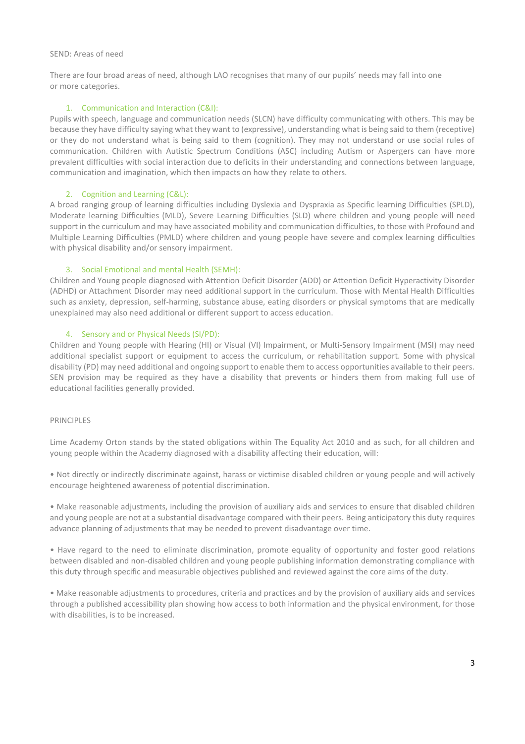SEND: Areas of need

There are four broad areas of need, although LAO recognises that many of our pupils' needs may fall into one or more categories.

1. Communication and Interaction (C&I):

Pupils with speech, language and communication needs (SLCN) have difficulty communicating with others. This may be because they have difficulty saying what they want to (expressive), understanding what is being said to them (receptive) or they do not understand what is being said to them (cognition). They may not understand or use social rules of communication. Children with Autistic Spectrum Conditions (ASC) including Autism or Aspergers can have more prevalent difficulties with social interaction due to deficits in their understanding and connections between language, communication and imagination, which then impacts on how they relate to others.

2. Cognition and Learning (C&L):

A broad ranging group of learning difficulties including Dyslexia and Dyspraxia as Specific learning Difficulties (SPLD), Moderate learning Difficulties (MLD), Severe Learning Difficulties (SLD) where children and young people will need support in the curriculum and may have associated mobility and communication difficulties, to those with Profound and Multiple Learning Difficulties (PMLD) where children and young people have severe and complex learning difficulties with physical disability and/or sensory impairment.

3. Social Emotional and mental Health (SEMH):

Children and Young people diagnosed with Attention Deficit Disorder (ADD) or Attention Deficit Hyperactivity Disorder (ADHD) or Attachment Disorder may need additional support in the curriculum. Those with Mental Health Difficulties such as anxiety, depression, self-harming, substance abuse, eating disorders or physical symptoms that are medically unexplained may also need additional or different support to access education.

4. Sensory and or Physical Needs (SI/PD):

Children and Young people with Hearing (HI) or Visual (VI) Impairment, or Multi-Sensory Impairment (MSI) may need additional specialist support or equipment to access the curriculum, or rehabilitation support. Some with physical disability (PD) may need additional and ongoing support to enable them to access opportunities available to their peers. SEN provision may be required as they have a disability that prevents or hinders them from making full use of educational facilities generally provided.

PRINCIPLES

Lime Academy Orton stands by the stated obligations within The Equality Act 2010 and as such, for all children and young people within the Academy diagnosed with a disability affecting their education, will:

• Not directly or indirectly discriminate against, harass or victimise disabled children or young people and will actively encourage heightened awareness of potential discrimination.

• Make reasonable adjustments, including the provision of auxiliary aids and services to ensure that disabled children and young people are not at a substantial disadvantage compared with their peers. Being anticipatory this duty requires advance planning of adjustments that may be needed to prevent disadvantage over time.

• Have regard to the need to eliminate discrimination, promote equality of opportunity and foster good relations between disabled and non-disabled children and young people publishing information demonstrating compliance with this duty through specific and measurable objectives published and reviewed against the core aims of the duty.

• Make reasonable adjustments to procedures, criteria and practices and by the provision of auxiliary aids and services through a published accessibility plan showing how access to both information and the physical environment, for those with disabilities, is to be increased.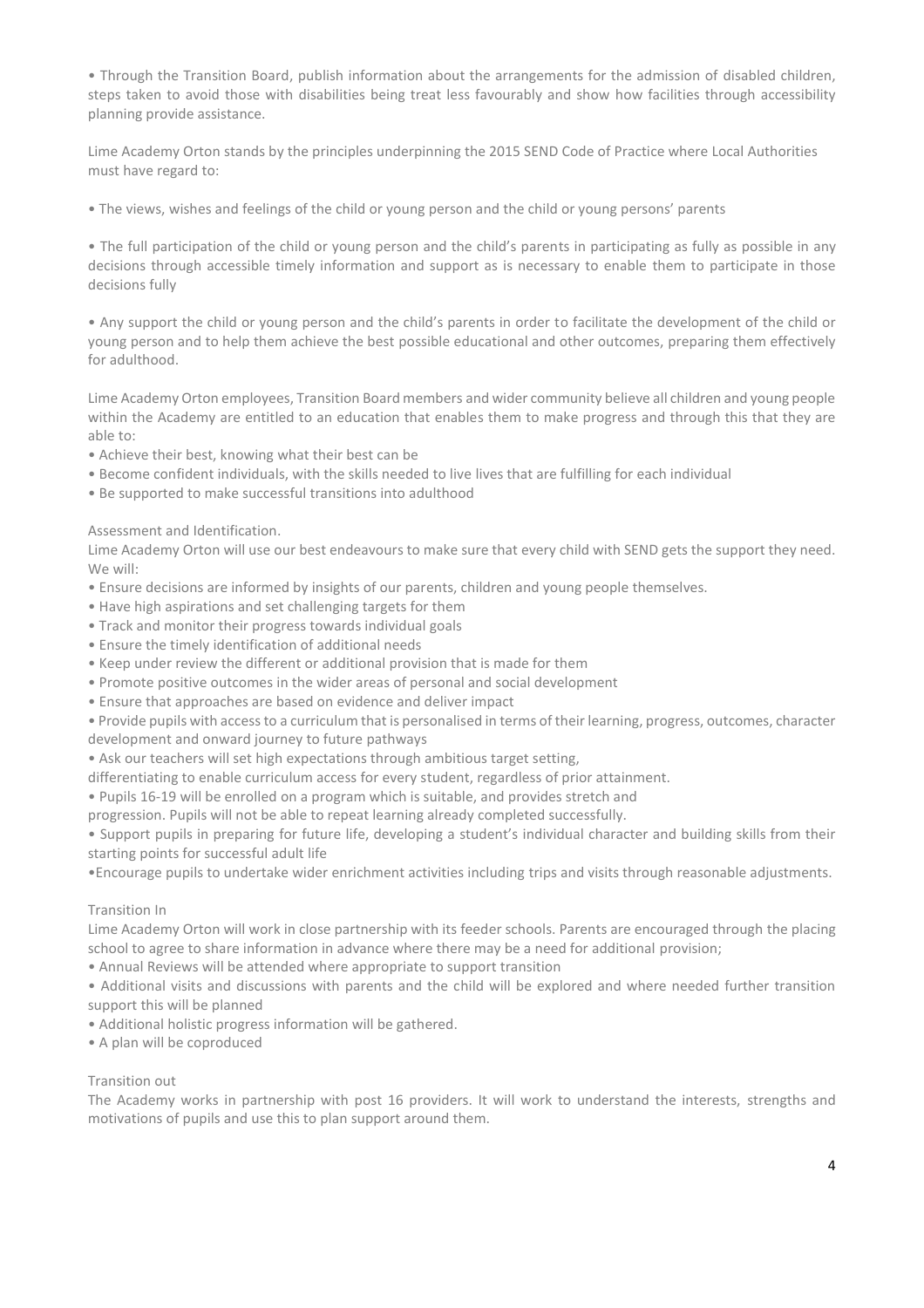- Through the Transition Board, publish information about the arrangements for the admission of disabled children, steps taken to avoid those with disabilities being treat less favourably and show how facilities through accessibility planning provide assistance.

Lime Academy Orton stands by the principles underpinning the 2015 SEND Code of Practice where Local Authorities must have regard to:

- The views, wishes and feelings of the child or young person and the child or young persons' parents

- The full participation of the child or young person and the child's parents in participating as fully as possible in any decisions through accessible timely information and support as is necessary to enable them to participate in those decisions fully

- Any support the child or young person and the child's parents in order to facilitate the development of the child or young person and to help them achieve the best possible educational and other outcomes, preparing them effectively for adulthood.

Lime Academy Orton employees, Transition Board members and wider community believe all children and young people within the Academy are entitled to an education that enables them to make progress and through this that they are able to:

- Achieve their best, knowing what their best can be
- Become confident individuals, with the skills needed to live lives that are fulfilling for each individual
- Be supported to make successful transitions into adulthood

Assessment and Identification.

Lime Academy Orton will use our best endeavours to make sure that every child with SEND gets the support they need. We will:

- Ensure decisions are informed by insights of our parents, children and young people themselves.
- Have high aspirations and set challenging targets for them
- Track and monitor their progress towards individual goals
- Ensure the timely identification of additional needs
- Keep under review the different or additional provision that is made for them
- Promote positive outcomes in the wider areas of personal and social development
- Ensure that approaches are based on evidence and deliver impact
- Provide pupils with access to a curriculum that is personalised in terms of their learning, progress, outcomes, character development and onward journey to future pathways
- Ask our teachers will set high expectations through ambitious target setting, differentiating to enable curriculum access for every student, regardless of prior attainment.
- Pupils 16-19 will be enrolled on a program which is suitable, and provides stretch and progression. Pupils will not be able to repeat learning already completed successfully.
- Support pupils in preparing for future life, developing a student's individual character and building skills from their starting points for successful adult life
- Encourage pupils to undertake wider enrichment activities including trips and visits through reasonable adjustments.

Transition In

Lime Academy Orton will work in close partnership with its feeder schools. Parents are encouraged through the placing school to agree to share information in advance where there may be a need for additional provision;

- Annual Reviews will be attended where appropriate to support transition
- Additional visits and discussions with parents and the child will be explored and where needed further transition support this will be planned
- Additional holistic progress information will be gathered.
- A plan will be coproduced

Transition out

The Academy works in partnership with post 16 providers. It will work to understand the interests, strengths and motivations of pupils and use this to plan support around them.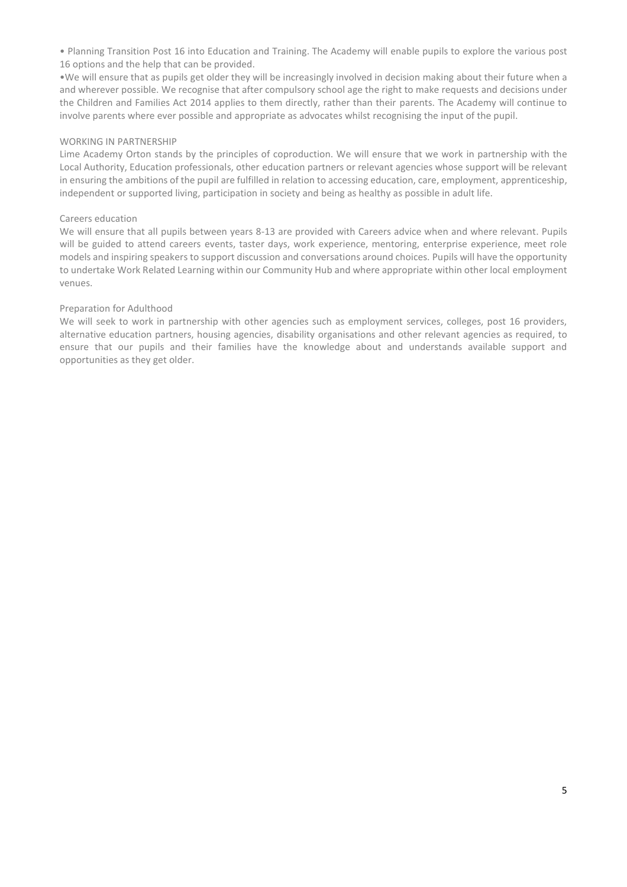- Planning Transition Post 16 into Education and Training. The Academy will enable pupils to explore the various post 16 options and the help that can be provided.
- We will ensure that as pupils get older they will be increasingly involved in decision making about their future when a and wherever possible. We recognise that after compulsory school age the right to make requests and decisions under the Children and Families Act 2014 applies to them directly, rather than their parents. The Academy will continue to involve parents where ever possible and appropriate as advocates whilst recognising the input of the pupil.

## WORKING IN PARTNERSHIP

Lime Academy Orton stands by the principles of coproduction. We will ensure that we work in partnership with the Local Authority, Education professionals, other education partners or relevant agencies whose support will be relevant in ensuring the ambitions of the pupil are fulfilled in relation to accessing education, care, employment, apprenticeship, independent or supported living, participation in society and being as healthy as possible in adult life.

### Careers education

We will ensure that all pupils between years 8-13 are provided with Careers advice when and where relevant. Pupils will be guided to attend careers events, taster days, work experience, mentoring, enterprise experience, meet role models and inspiring speakers to support discussion and conversations around choices. Pupils will have the opportunity to undertake Work Related Learning within our Community Hub and where appropriate within other local employment venues.

### Preparation for Adulthood

We will seek to work in partnership with other agencies such as employment services, colleges, post 16 providers, alternative education partners, housing agencies, disability organisations and other relevant agencies as required, to ensure that our pupils and their families have the knowledge about and understands available support and opportunities as they get older.